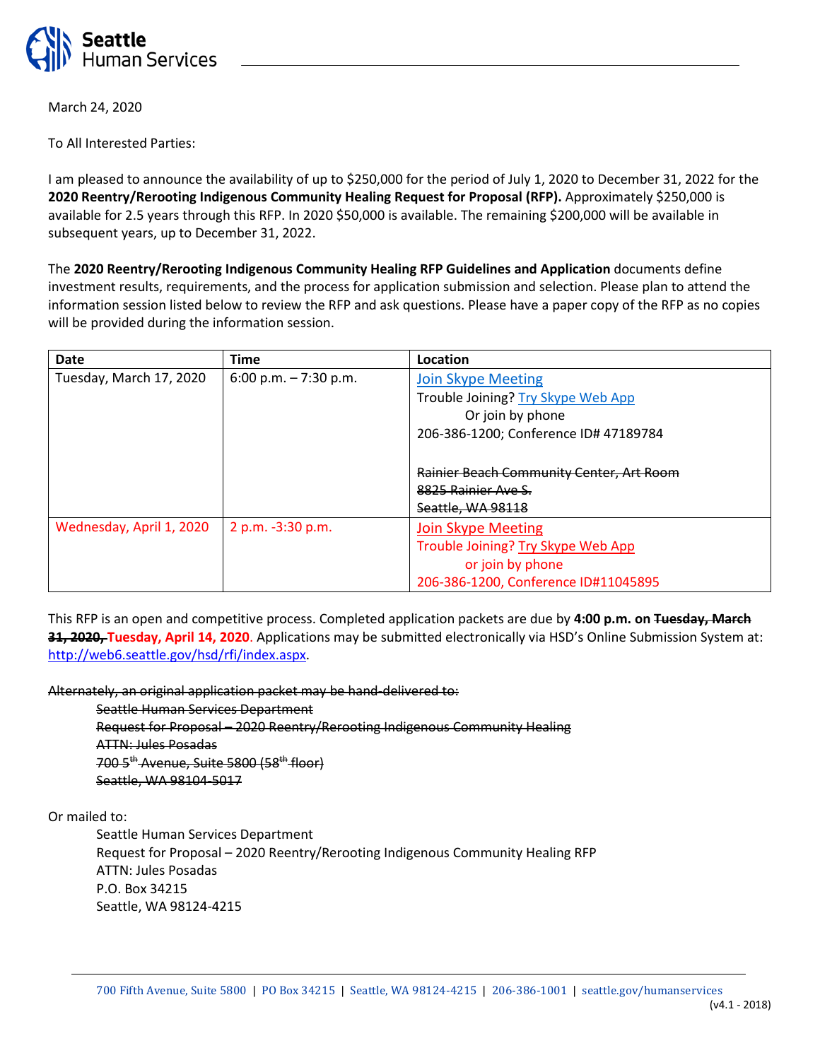**Seattle Human Services**

March 24, 2020

To All Interested Parties:

I am pleased to announce the availability of up to $250,000 for the period of July 1, 2020 to December 31, 2022 for the **2020 Reentry/Rerooting Indigenous Community Healing Request for Proposal (RFP).** Approximately $250,000 is available for 2.5 years through this RFP. In 2020 $50,000 is available. The remaining $200,000 will be available in subsequent years, up to December 31, 2022.

The **2020 Reentry/Rerooting Indigenous Community Healing RFP Guidelines and Application** documents define investment results, requirements, and the process for application submission and selection. Please plan to attend the information session listed below to review the RFP and ask questions. Please have a paper copy of the RFP as no copies will be provided during the information session.

| Date | Time | Location |
|---|---|---|
| Tuesday, March 17, 2020 | 6:00 p.m. – 7:30 p.m. | Join Skype Meeting<br>Trouble Joining? Try Skype Web App<br>Or join by phone<br>206-386-1200; Conference ID# 47189784<br><br>~~Rainier Beach Community Center, Art Room~~<br>~~8825 Rainier Ave S.~~<br>~~Seattle, WA 98118~~ |
| Wednesday, April 1, 2020 | 2 p.m. -3:30 p.m. | Join Skype Meeting<br>Trouble Joining? Try Skype Web App<br>or join by phone<br>206-386-1200, Conference ID#11045895 |

This RFP is an open and competitive process. Completed application packets are due by **4:00 p.m. on ~~Tuesday, March 31, 2020,~~ Tuesday, April 14, 2020**. Applications may be submitted electronically via HSD's Online Submission System at: http://web6.seattle.gov/hsd/rfi/index.aspx.

~~Alternately, an original application packet may be hand-delivered to:~~

~~Seattle Human Services Department~~
~~Request for Proposal – 2020 Reentry/Rerooting Indigenous Community Healing~~
~~ATTN: Jules Posadas~~
~~700 5th Avenue, Suite 5800 (58th floor)~~
~~Seattle, WA 98104-5017~~

Or mailed to:

Seattle Human Services Department
Request for Proposal – 2020 Reentry/Rerooting Indigenous Community Healing RFP
ATTN: Jules Posadas
P.O. Box 34215
Seattle, WA 98124-4215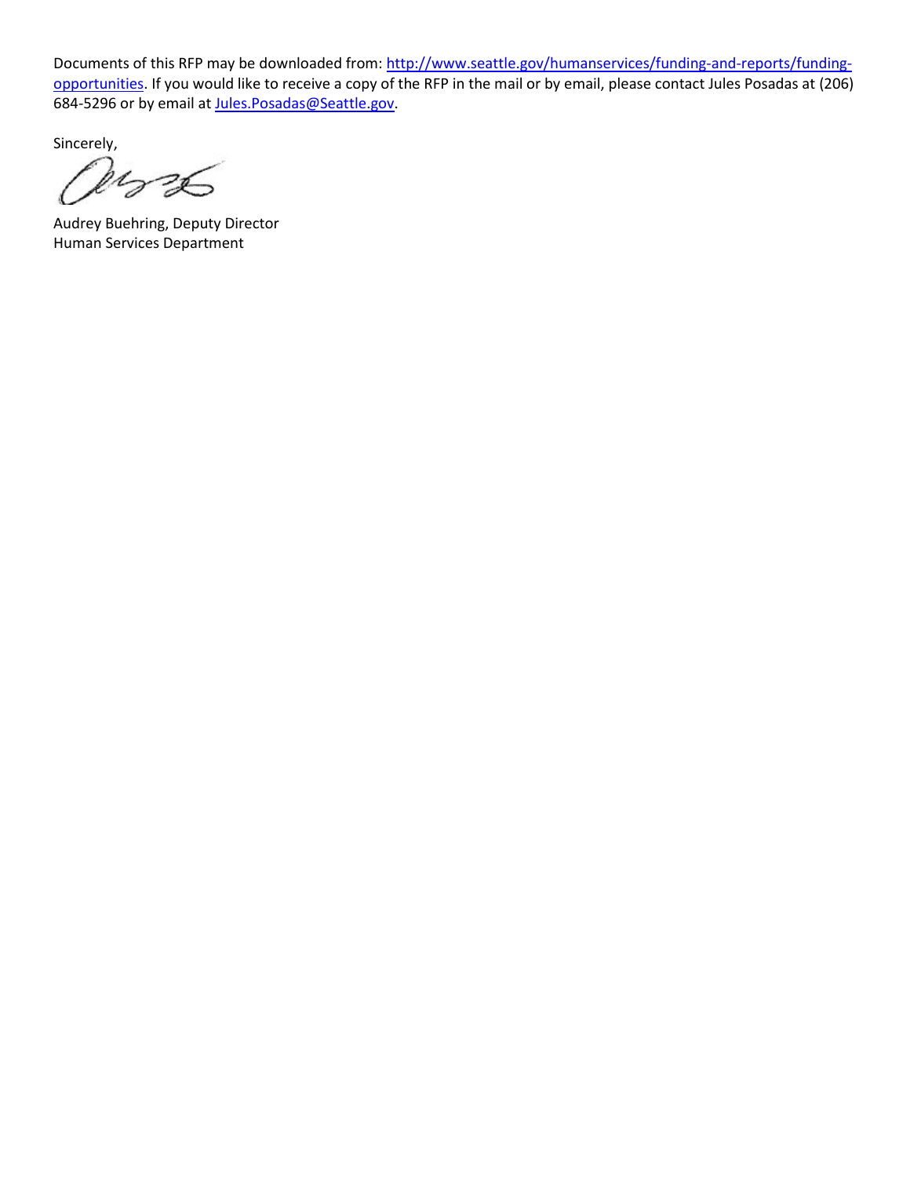Documents of this RFP may be downloaded from: [http://www.seattle.gov/humanservices/funding-and-reports/funding-opportunities](http://www.seattle.gov/humanservices/funding-and-reports/funding-opportunities). If you would like to receive a copy of the RFP in the mail or by email, please contact Jules Posadas at (206) 684-5296 or by email at [Jules.Posadas@Seattle.gov](mailto:Jules.Posadas@Seattle.gov).

Sincerely,

Audrey Buehring, Deputy Director
Human Services Department